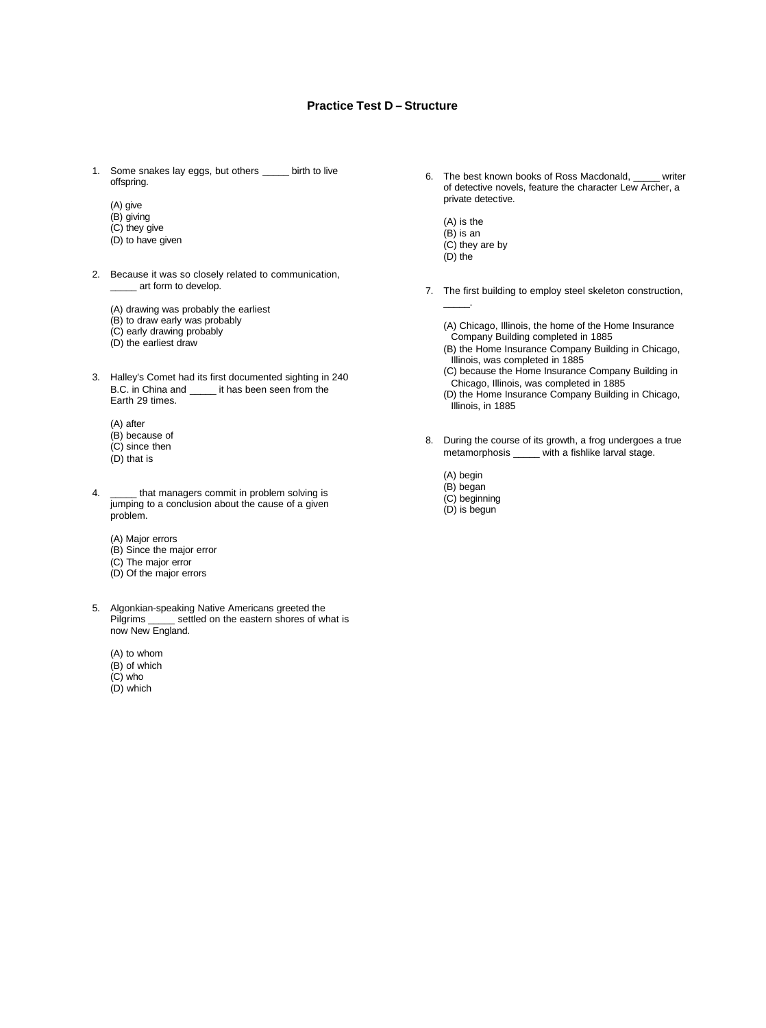# Practice Test D – Structure

1. Some snakes lay eggs, but others _____ birth to live offspring.

   (A) give
   (B) giving
   (C) they give
   (D) to have given

2. Because it was so closely related to communication, _____ art form to develop.

   (A) drawing was probably the earliest
   (B) to draw early was probably
   (C) early drawing probably
   (D) the earliest draw

3. Halley's Comet had its first documented sighting in 240 B.C. in China and _____ it has been seen from the Earth 29 times.

   (A) after
   (B) because of
   (C) since then
   (D) that is

4. _____ that managers commit in problem solving is jumping to a conclusion about the cause of a given problem.

   (A) Major errors
   (B) Since the major error
   (C) The major error
   (D) Of the major errors

5. Algonkian-speaking Native Americans greeted the Pilgrims _____ settled on the eastern shores of what is now New England.

   (A) to whom
   (B) of which
   (C) who
   (D) which

6. The best known books of Ross Macdonald, _____ writer of detective novels, feature the character Lew Archer, a private detective.

   (A) is the
   (B) is an
   (C) they are by
   (D) the

7. The first building to employ steel skeleton construction, _____.

   (A) Chicago, Illinois, the home of the Home Insurance Company Building completed in 1885
   (B) the Home Insurance Company Building in Chicago, Illinois, was completed in 1885
   (C) because the Home Insurance Company Building in Chicago, Illinois, was completed in 1885
   (D) the Home Insurance Company Building in Chicago, Illinois, in 1885

8. During the course of its growth, a frog undergoes a true metamorphosis _____ with a fishlike larval stage.

   (A) begin
   (B) began
   (C) beginning
   (D) is begun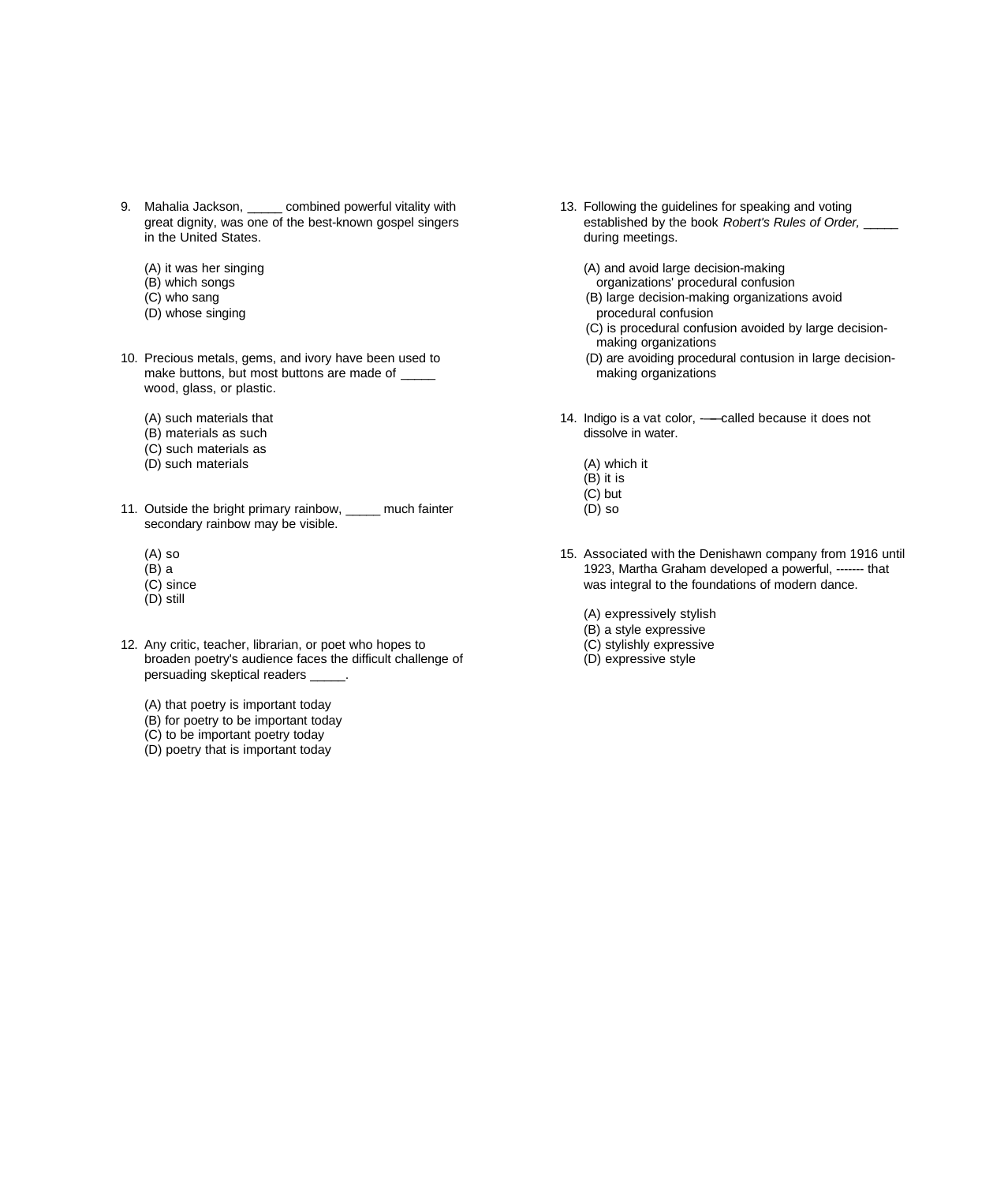9. Mahalia Jackson, _____ combined powerful vitality with great dignity, was one of the best-known gospel singers in the United States.

   (A) it was her singing
   (B) which songs
   (C) who sang
   (D) whose singing

10. Precious metals, gems, and ivory have been used to make buttons, but most buttons are made of _____ wood, glass, or plastic.

    (A) such materials that
    (B) materials as such
    (C) such materials as
    (D) such materials

11. Outside the bright primary rainbow, _____ much fainter secondary rainbow may be visible.

    (A) so
    (B) a
    (C) since
    (D) still

12. Any critic, teacher, librarian, or poet who hopes to broaden poetry's audience faces the difficult challenge of persuading skeptical readers _____.

    (A) that poetry is important today
    (B) for poetry to be important today
    (C) to be important poetry today
    (D) poetry that is important today

13. Following the guidelines for speaking and voting established by the book *Robert's Rules of Order,* _____ during meetings.

    (A) and avoid large decision-making organizations' procedural confusion
    (B) large decision-making organizations avoid procedural confusion
    (C) is procedural confusion avoided by large decision-making organizations
    (D) are avoiding procedural contusion in large decision-making organizations

14. Indigo is a vat color, —— called because it does not dissolve in water.

    (A) which it
    (B) it is
    (C) but
    (D) so

15. Associated with the Denishawn company from 1916 until 1923, Martha Graham developed a powerful, ------- that was integral to the foundations of modern dance.

    (A) expressively stylish
    (B) a style expressive
    (C) stylishly expressive
    (D) expressive style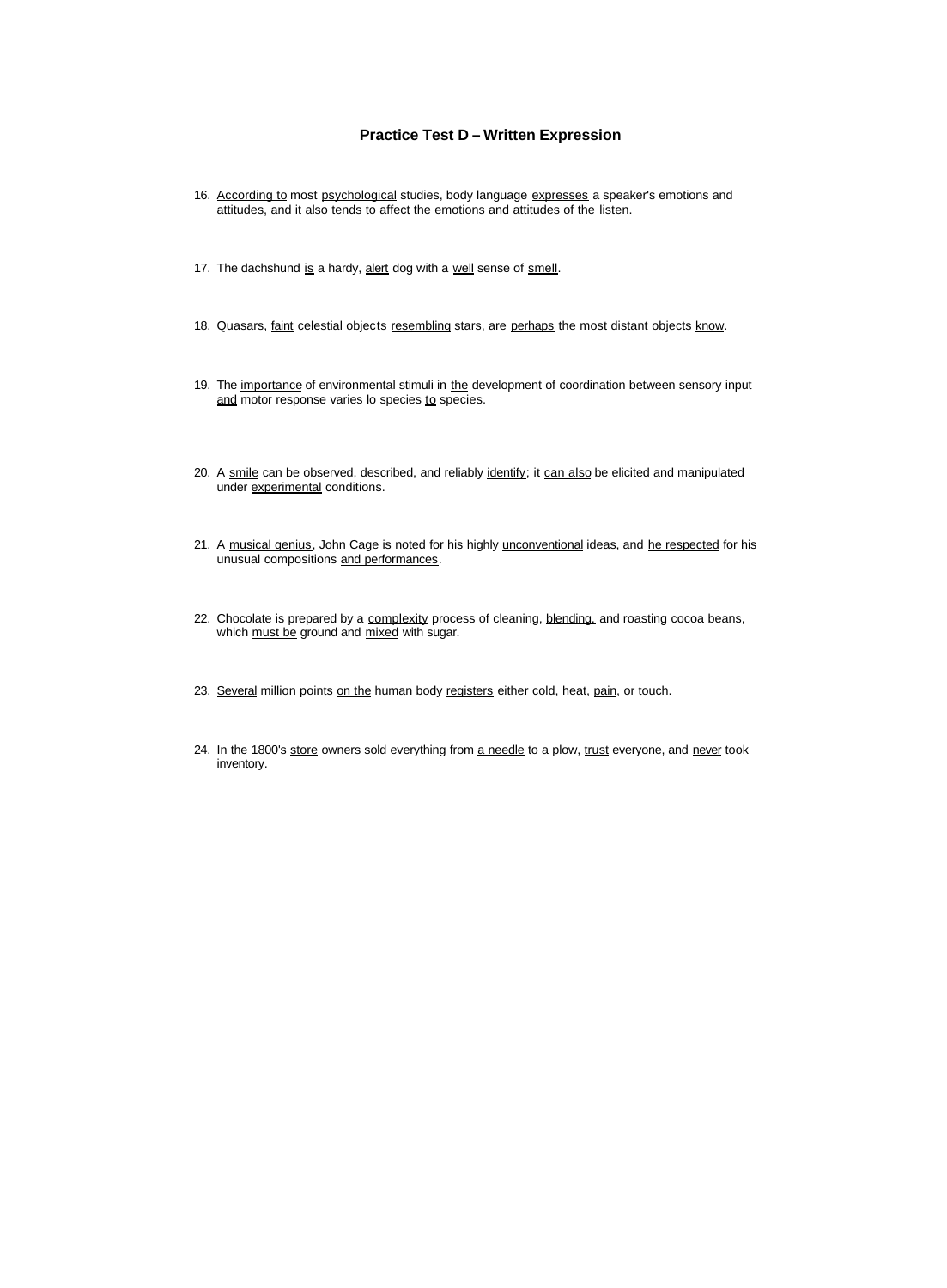## Practice Test D – Written Expression

16. <u>According to</u> most <u>psychological</u> studies, body language <u>expresses</u> a speaker's emotions and attitudes, and it also tends to affect the emotions and attitudes of the <u>listen</u>.

17. The dachshund <u>is</u> a hardy, <u>alert</u> dog with a <u>well</u> sense of <u>smell</u>.

18. Quasars, <u>faint</u> celestial objects <u>resembling</u> stars, are <u>perhaps</u> the most distant objects <u>know</u>.

19. The <u>importance</u> of environmental stimuli in <u>the</u> development of coordination between sensory input <u>and</u> motor response varies lo species <u>to</u> species.

20. A <u>smile</u> can be observed, described, and reliably <u>identify</u>; it <u>can also</u> be elicited and manipulated under <u>experimental</u> conditions.

21. A <u>musical genius</u>, John Cage is noted for his highly <u>unconventional</u> ideas, and <u>he respected</u> for his unusual compositions <u>and performances</u>.

22. Chocolate is prepared by a <u>complexity</u> process of cleaning, <u>blending,</u> and roasting cocoa beans, which <u>must be</u> ground and <u>mixed</u> with sugar.

23. <u>Several</u> million points <u>on the</u> human body <u>registers</u> either cold, heat, <u>pain</u>, or touch.

24. In the 1800's <u>store</u> owners sold everything from <u>a needle</u> to a plow, <u>trust</u> everyone, and <u>never</u> took inventory.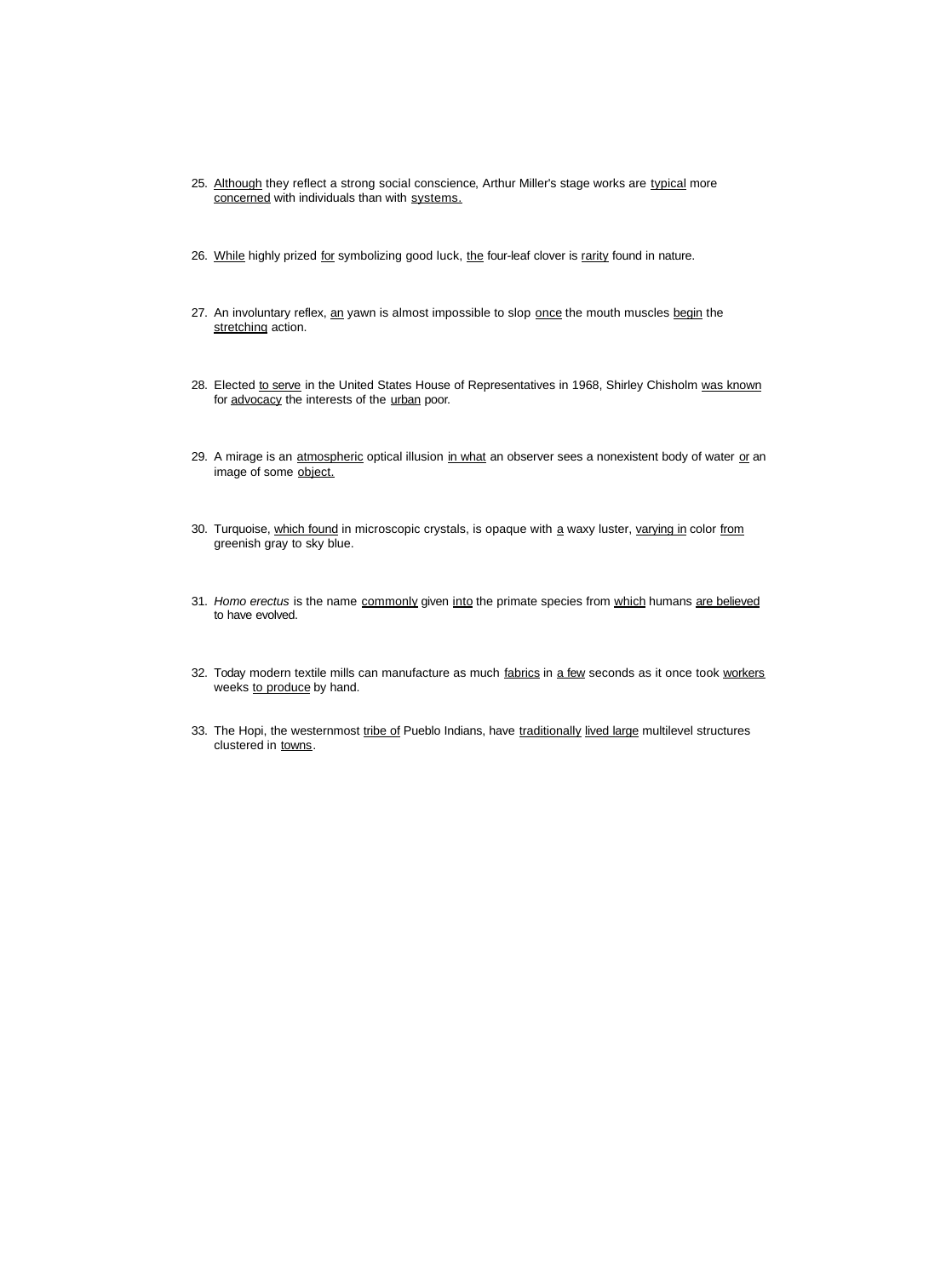25. <u>Although</u> they reflect a strong social conscience, Arthur Miller's stage works are <u>typical</u> more <u>concerned</u> with individuals than with <u>systems.</u>

26. <u>While</u> highly prized <u>for</u> symbolizing good luck, <u>the</u> four-leaf clover is <u>rarity</u> found in nature.

27. An involuntary reflex, <u>an</u> yawn is almost impossible to slop <u>once</u> the mouth muscles <u>begin</u> the <u>stretching</u> action.

28. Elected <u>to serve</u> in the United States House of Representatives in 1968, Shirley Chisholm <u>was known</u> for <u>advocacy</u> the interests of the <u>urban</u> poor.

29. A mirage is an <u>atmospheric</u> optical illusion <u>in what</u> an observer sees a nonexistent body of water <u>or</u> an image of some <u>object.</u>

30. Turquoise, <u>which found</u> in microscopic crystals, is opaque with <u>a</u> waxy luster, <u>varying in</u> color <u>from</u> greenish gray to sky blue.

31. *Homo erectus* is the name <u>commonly</u> given <u>into</u> the primate species from <u>which</u> humans <u>are believed</u> to have evolved.

32. Today modern textile mills can manufacture as much <u>fabrics</u> in <u>a few</u> seconds as it once took <u>workers</u> weeks <u>to produce</u> by hand.

33. The Hopi, the westernmost <u>tribe of</u> Pueblo Indians, have <u>traditionally</u> <u>lived large</u> multilevel structures clustered in <u>towns</u>.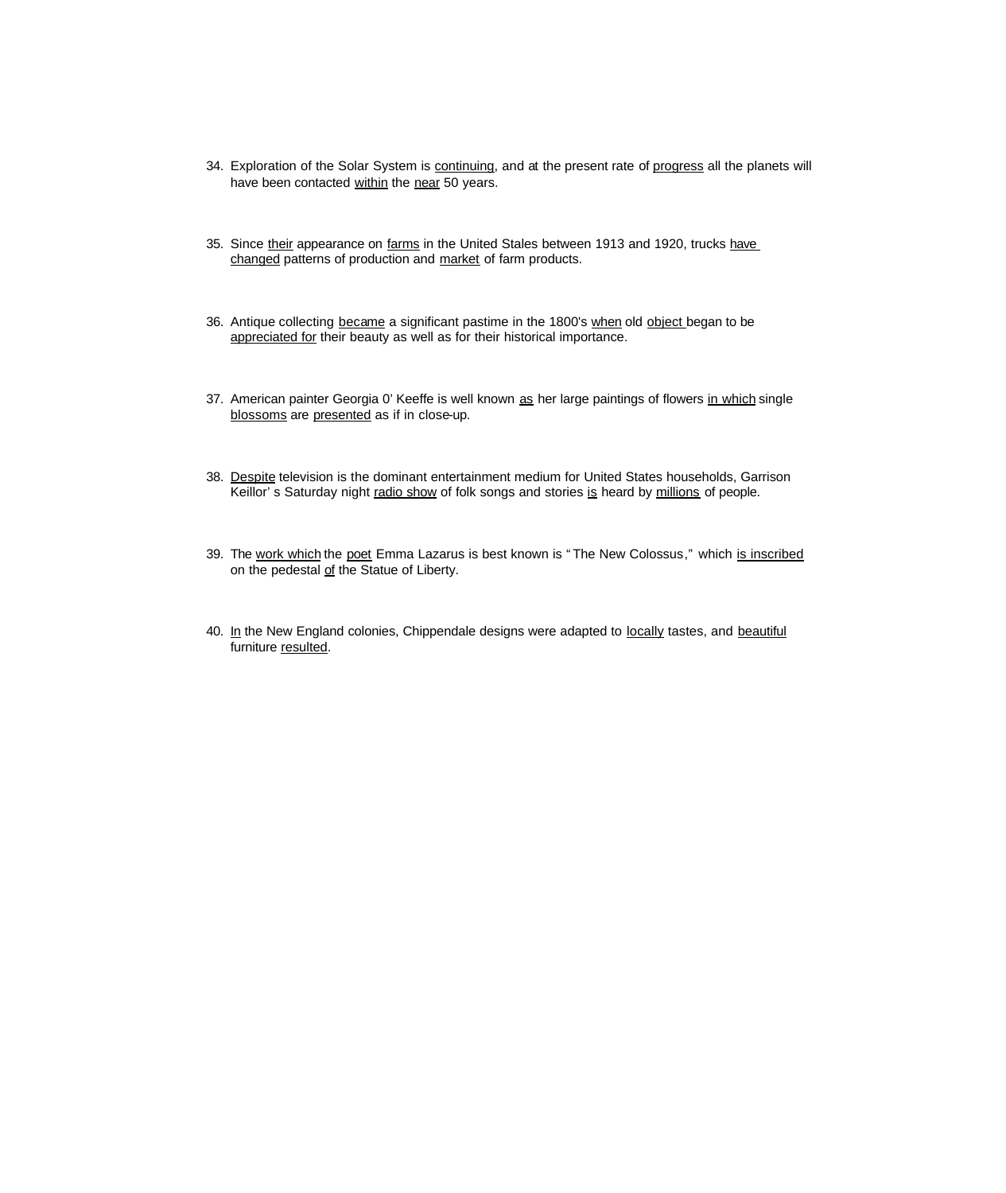34. Exploration of the Solar System is <u>continuing</u>, and at the present rate of <u>progress</u> all the planets will have been contacted <u>within</u> the <u>near</u> 50 years.

35. Since <u>their</u> appearance on <u>farms</u> in the United Stales between 1913 and 1920, trucks <u>have changed</u> patterns of production and <u>market</u> of farm products.

36. Antique collecting <u>became</u> a significant pastime in the 1800's <u>when</u> old <u>object</u> began to be <u>appreciated for</u> their beauty as well as for their historical importance.

37. American painter Georgia 0' Keeffe is well known <u>as</u> her large paintings of flowers <u>in which</u> single <u>blossoms</u> are <u>presented</u> as if in close-up.

38. <u>Despite</u> television is the dominant entertainment medium for United States households, Garrison Keillor' s Saturday night <u>radio show</u> of folk songs and stories <u>is</u> heard by <u>millions</u> of people.

39. The <u>work which</u> the <u>poet</u> Emma Lazarus is best known is "The New Colossus," which <u>is inscribed</u> on the pedestal <u>of</u> the Statue of Liberty.

40. <u>In</u> the New England colonies, Chippendale designs were adapted to <u>locally</u> tastes, and <u>beautiful</u> furniture <u>resulted</u>.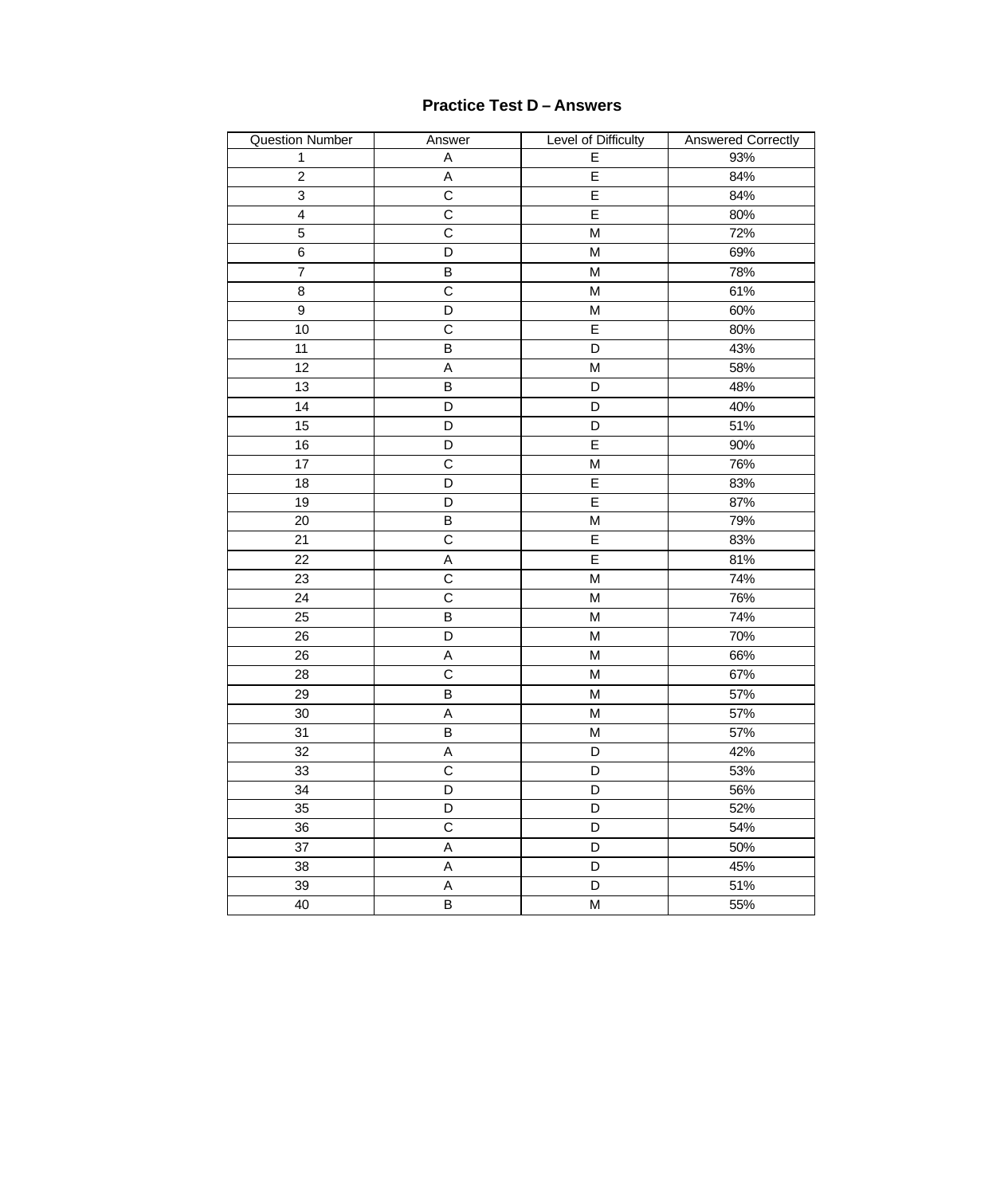# Practice Test D – Answers

| Question Number | Answer | Level of Difficulty | Answered Correctly |
|---|---|---|---|
| 1 | A | E | 93% |
| 2 | A | E | 84% |
| 3 | C | E | 84% |
| 4 | C | E | 80% |
| 5 | C | M | 72% |
| 6 | D | M | 69% |
| 7 | B | M | 78% |
| 8 | C | M | 61% |
| 9 | D | M | 60% |
| 10 | C | E | 80% |
| 11 | B | D | 43% |
| 12 | A | M | 58% |
| 13 | B | D | 48% |
| 14 | D | D | 40% |
| 15 | D | D | 51% |
| 16 | D | E | 90% |
| 17 | C | M | 76% |
| 18 | D | E | 83% |
| 19 | D | E | 87% |
| 20 | B | M | 79% |
| 21 | C | E | 83% |
| 22 | A | E | 81% |
| 23 | C | M | 74% |
| 24 | C | M | 76% |
| 25 | B | M | 74% |
| 26 | D | M | 70% |
| 26 | A | M | 66% |
| 28 | C | M | 67% |
| 29 | B | M | 57% |
| 30 | A | M | 57% |
| 31 | B | M | 57% |
| 32 | A | D | 42% |
| 33 | C | D | 53% |
| 34 | D | D | 56% |
| 35 | D | D | 52% |
| 36 | C | D | 54% |
| 37 | A | D | 50% |
| 38 | A | D | 45% |
| 39 | A | D | 51% |
| 40 | B | M | 55% |